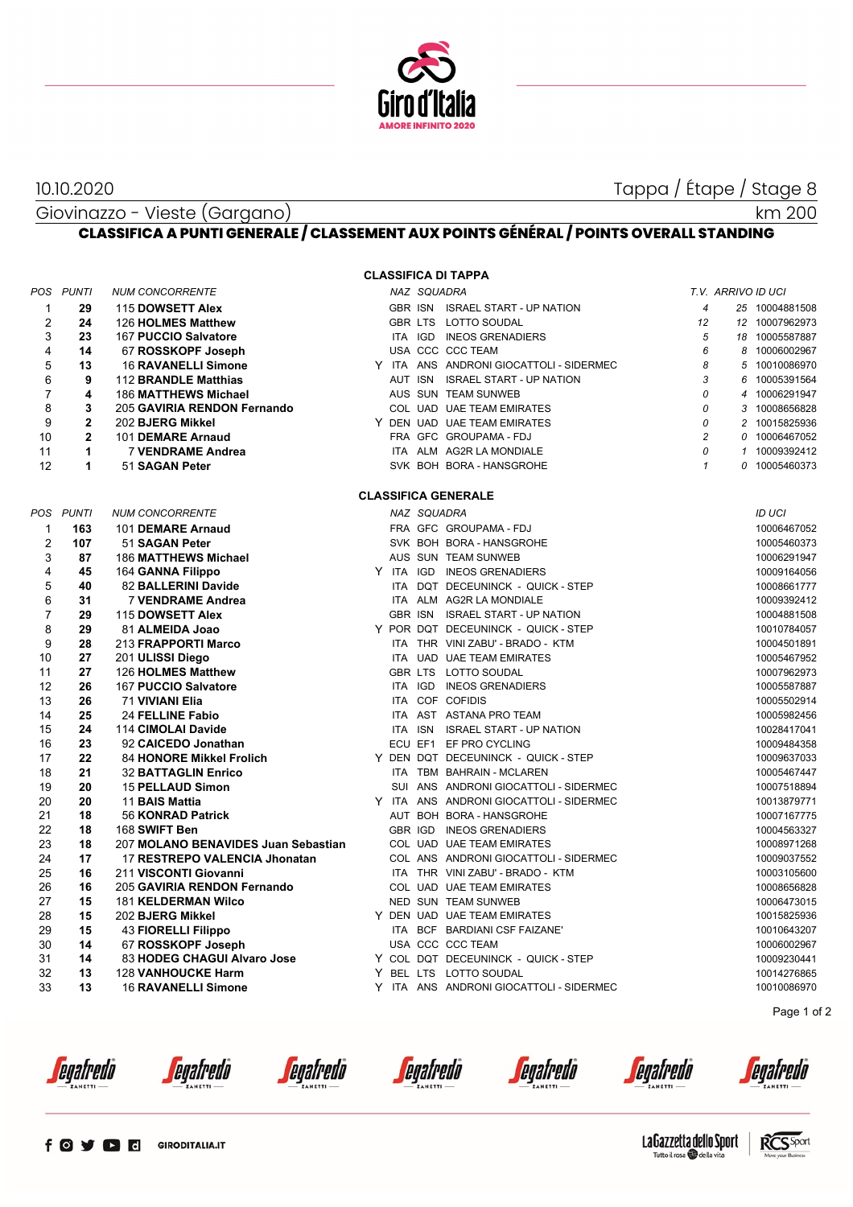10.10.2020

Tappa / Étape / Stage 8

Giovinazzo - Vieste (Gargano)

km 200

## CLASSIFICA A PUNTI GENERALE / CLASSEMENT AUX POINTS GÉNÉRAL / POINTS OVERALL STANDING

### CLASSIFICA DI TAPPA

| POS | PUNTI | NUM | CONCORRENTE | | NAZ | SQUADRA | | T.V. | ARRIVO | ID UCI |
|---|---|---|---|---|---|---|---|---|---|---|
| 1 | **29** | 115 | **DOWSETT Alex** | | GBR | ISN | ISRAEL START - UP NATION | 4 | 25 | 10004881508 |
| 2 | **24** | 126 | **HOLMES Matthew** | | GBR | LTS | LOTTO SOUDAL | 12 | 12 | 10007962973 |
| 3 | **23** | 167 | **PUCCIO Salvatore** | | ITA | IGD | INEOS GRENADIERS | 5 | 18 | 10005587887 |
| 4 | **14** | 67 | **ROSSKOPF Joseph** | | USA | CCC | CCC TEAM | 6 | 8 | 10006002967 |
| 5 | **13** | 16 | **RAVANELLI Simone** | Y | ITA | ANS | ANDRONI GIOCATTOLI - SIDERMEC | 8 | 5 | 10010086970 |
| 6 | **9** | 112 | **BRANDLE Matthias** | | AUT | ISN | ISRAEL START - UP NATION | 3 | 6 | 10005391564 |
| 7 | **4** | 186 | **MATTHEWS Michael** | | AUS | SUN | TEAM SUNWEB | 0 | 4 | 10006291947 |
| 8 | **3** | 205 | **GAVIRIA RENDON Fernando** | | COL | UAD | UAE TEAM EMIRATES | 0 | 3 | 10008656828 |
| 9 | **2** | 202 | **BJERG Mikkel** | Y | DEN | UAD | UAE TEAM EMIRATES | 0 | 2 | 10015825936 |
| 10 | **2** | 101 | **DEMARE Arnaud** | | FRA | GFC | GROUPAMA - FDJ | 2 | 0 | 10006467052 |
| 11 | **1** | 7 | **VENDRAME Andrea** | | ITA | ALM | AG2R LA MONDIALE | 0 | 1 | 10009392412 |
| 12 | **1** | 51 | **SAGAN Peter** | | SVK | BOH | BORA - HANSGROHE | 1 | 0 | 10005460373 |

### CLASSIFICA GENERALE

| POS | PUNTI | NUM | CONCORRENTE | | NAZ | SQUADRA | | ID UCI |
|---|---|---|---|---|---|---|---|---|
| 1 | **163** | 101 | **DEMARE Arnaud** | | FRA | GFC | GROUPAMA - FDJ | 10006467052 |
| 2 | **107** | 51 | **SAGAN Peter** | | SVK | BOH | BORA - HANSGROHE | 10005460373 |
| 3 | **87** | 186 | **MATTHEWS Michael** | | AUS | SUN | TEAM SUNWEB | 10006291947 |
| 4 | **45** | 164 | **GANNA Filippo** | Y | ITA | IGD | INEOS GRENADIERS | 10009164056 |
| 5 | **40** | 82 | **BALLERINI Davide** | | ITA | DQT | DECEUNINCK - QUICK - STEP | 10008661777 |
| 6 | **31** | 7 | **VENDRAME Andrea** | | ITA | ALM | AG2R LA MONDIALE | 10009392412 |
| 7 | **29** | 115 | **DOWSETT Alex** | | GBR | ISN | ISRAEL START - UP NATION | 10004881508 |
| 8 | **29** | 81 | **ALMEIDA Joao** | Y | POR | DQT | DECEUNINCK - QUICK - STEP | 10010784057 |
| 9 | **28** | 213 | **FRAPPORTI Marco** | | ITA | THR | VINI ZABU' - BRADO - KTM | 10004501891 |
| 10 | **27** | 201 | **ULISSI Diego** | | ITA | UAD | UAE TEAM EMIRATES | 10005467952 |
| 11 | **27** | 126 | **HOLMES Matthew** | | GBR | LTS | LOTTO SOUDAL | 10007962973 |
| 12 | **26** | 167 | **PUCCIO Salvatore** | | ITA | IGD | INEOS GRENADIERS | 10005587887 |
| 13 | **26** | 71 | **VIVIANI Elia** | | ITA | COF | COFIDIS | 10005502914 |
| 14 | **25** | 24 | **FELLINE Fabio** | | ITA | AST | ASTANA PRO TEAM | 10005982456 |
| 15 | **24** | 114 | **CIMOLAI Davide** | | ITA | ISN | ISRAEL START - UP NATION | 10028417041 |
| 16 | **23** | 92 | **CAICEDO Jonathan** | | ECU | EF1 | EF PRO CYCLING | 10009484358 |
| 17 | **22** | 84 | **HONORE Mikkel Frolich** | Y | DEN | DQT | DECEUNINCK - QUICK - STEP | 10009637033 |
| 18 | **21** | 32 | **BATTAGLIN Enrico** | | ITA | TBM | BAHRAIN - MCLAREN | 10005467447 |
| 19 | **20** | 15 | **PELLAUD Simon** | | SUI | ANS | ANDRONI GIOCATTOLI - SIDERMEC | 10007518894 |
| 20 | **20** | 11 | **BAIS Mattia** | Y | ITA | ANS | ANDRONI GIOCATTOLI - SIDERMEC | 10013879771 |
| 21 | **18** | 56 | **KONRAD Patrick** | | AUT | BOH | BORA - HANSGROHE | 10007167775 |
| 22 | **18** | 168 | **SWIFT Ben** | | GBR | IGD | INEOS GRENADIERS | 10004563327 |
| 23 | **18** | 207 | **MOLANO BENAVIDES Juan Sebastian** | | COL | UAD | UAE TEAM EMIRATES | 10008971268 |
| 24 | **17** | 17 | **RESTREPO VALENCIA Jhonatan** | | COL | ANS | ANDRONI GIOCATTOLI - SIDERMEC | 10009037552 |
| 25 | **16** | 211 | **VISCONTI Giovanni** | | ITA | THR | VINI ZABU' - BRADO - KTM | 10003105600 |
| 26 | **16** | 205 | **GAVIRIA RENDON Fernando** | | COL | UAD | UAE TEAM EMIRATES | 10008656828 |
| 27 | **15** | 181 | **KELDERMAN Wilco** | | NED | SUN | TEAM SUNWEB | 10006473015 |
| 28 | **15** | 202 | **BJERG Mikkel** | Y | DEN | UAD | UAE TEAM EMIRATES | 10015825936 |
| 29 | **15** | 43 | **FIORELLI Filippo** | | ITA | BCF | BARDIANI CSF FAIZANE' | 10010643207 |
| 30 | **14** | 67 | **ROSSKOPF Joseph** | | USA | CCC | CCC TEAM | 10006002967 |
| 31 | **14** | 83 | **HODEG CHAGUI Alvaro Jose** | Y | COL | DQT | DECEUNINCK - QUICK - STEP | 10009230441 |
| 32 | **13** | 128 | **VANHOUCKE Harm** | Y | BEL | LTS | LOTTO SOUDAL | 10014276865 |
| 33 | **13** | 16 | **RAVANELLI Simone** | Y | ITA | ANS | ANDRONI GIOCATTOLI - SIDERMEC | 10010086970 |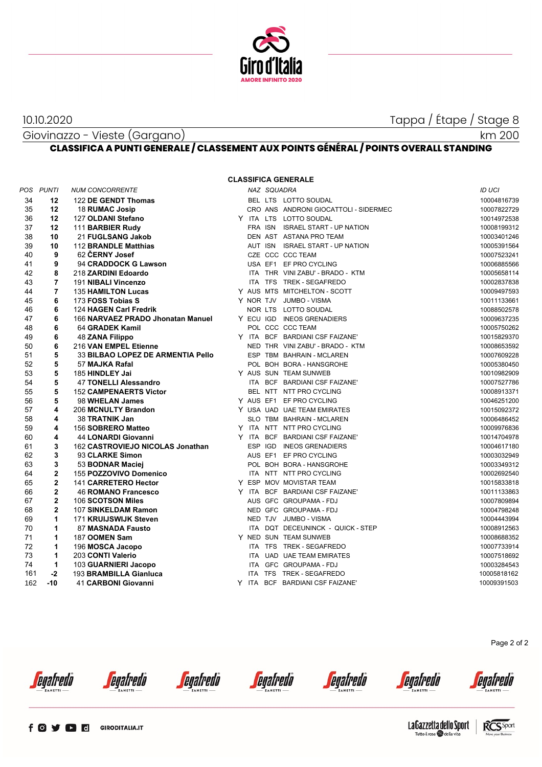10.10.2020

Tappa / Étape / Stage 8

Giovinazzo - Vieste (Gargano)

km 200

## CLASSIFICA A PUNTI GENERALE / CLASSEMENT AUX POINTS GÉNÉRAL / POINTS OVERALL STANDING

### CLASSIFICA GENERALE

| POS | PUNTI | NUM | CONCORRENTE | | NAZ | SQUADRA | | ID UCI |
|---|---|---|---|---|---|---|---|---|
| 34 | **12** | 122 | **DE GENDT Thomas** | | BEL | LTS | LOTTO SOUDAL | 10004816739 |
| 35 | **12** | 18 | **RUMAC Josip** | | CRO | ANS | ANDRONI GIOCATTOLI - SIDERMEC | 10007822729 |
| 36 | **12** | 127 | **OLDANI Stefano** | Y | ITA | LTS | LOTTO SOUDAL | 10014972538 |
| 37 | **12** | 111 | **BARBIER Rudy** | | FRA | ISN | ISRAEL START - UP NATION | 10008199312 |
| 38 | **10** | 21 | **FUGLSANG Jakob** | | DEN | AST | ASTANA PRO TEAM | 10003401246 |
| 39 | **10** | 112 | **BRANDLE Matthias** | | AUT | ISN | ISRAEL START - UP NATION | 10005391564 |
| 40 | **9** | 62 | **ČERNY Josef** | | CZE | CCC | CCC TEAM | 10007523241 |
| 41 | **9** | 94 | **CRADDOCK G Lawson** | | USA | EF1 | EF PRO CYCLING | 10006885566 |
| 42 | **8** | 218 | **ZARDINI Edoardo** | | ITA | THR | VINI ZABU' - BRADO - KTM | 10005658114 |
| 43 | **7** | 191 | **NIBALI Vincenzo** | | ITA | TFS | TREK - SEGAFREDO | 10002837838 |
| 44 | **7** | 135 | **HAMILTON Lucas** | Y | AUS | MTS | MITCHELTON - SCOTT | 10009497593 |
| 45 | **6** | 173 | **FOSS Tobias S** | Y | NOR | TJV | JUMBO - VISMA | 10011133661 |
| 46 | **6** | 124 | **HAGEN Carl Fredrik** | | NOR | LTS | LOTTO SOUDAL | 10088502578 |
| 47 | **6** | 166 | **NARVAEZ PRADO Jhonatan Manuel** | Y | ECU | IGD | INEOS GRENADIERS | 10009637235 |
| 48 | **6** | 64 | **GRADEK Kamil** | | POL | CCC | CCC TEAM | 10005750262 |
| 49 | **6** | 48 | **ZANA Filippo** | Y | ITA | BCF | BARDIANI CSF FAIZANE' | 10015829370 |
| 50 | **6** | 216 | **VAN EMPEL Etienne** | | NED | THR | VINI ZABU' - BRADO - KTM | 10008653592 |
| 51 | **5** | 33 | **BILBAO LOPEZ DE ARMENTIA Pello** | | ESP | TBM | BAHRAIN - MCLAREN | 10007609228 |
| 52 | **5** | 57 | **MAJKA Rafal** | | POL | BOH | BORA - HANSGROHE | 10005380450 |
| 53 | **5** | 185 | **HINDLEY Jai** | Y | AUS | SUN | TEAM SUNWEB | 10010982909 |
| 54 | **5** | 47 | **TONELLI Alessandro** | | ITA | BCF | BARDIANI CSF FAIZANE' | 10007527786 |
| 55 | **5** | 152 | **CAMPENAERTS Victor** | | BEL | NTT | NTT PRO CYCLING | 10008913371 |
| 56 | **5** | 98 | **WHELAN James** | Y | AUS | EF1 | EF PRO CYCLING | 10046251200 |
| 57 | **4** | 206 | **MCNULTY Brandon** | Y | USA | UAD | UAE TEAM EMIRATES | 10015092372 |
| 58 | **4** | 38 | **TRATNIK Jan** | | SLO | TBM | BAHRAIN - MCLAREN | 10006486452 |
| 59 | **4** | 156 | **SOBRERO Matteo** | Y | ITA | NTT | NTT PRO CYCLING | 10009976836 |
| 60 | **4** | 44 | **LONARDI Giovanni** | Y | ITA | BCF | BARDIANI CSF FAIZANE' | 10014704978 |
| 61 | **3** | 162 | **CASTROVIEJO NICOLAS Jonathan** | | ESP | IGD | INEOS GRENADIERS | 10004617180 |
| 62 | **3** | 93 | **CLARKE Simon** | | AUS | EF1 | EF PRO CYCLING | 10003032949 |
| 63 | **3** | 53 | **BODNAR Maciej** | | POL | BOH | BORA - HANSGROHE | 10003349312 |
| 64 | **2** | 155 | **POZZOVIVO Domenico** | | ITA | NTT | NTT PRO CYCLING | 10002692540 |
| 65 | **2** | 141 | **CARRETERO Hector** | Y | ESP | MOV | MOVISTAR TEAM | 10015833818 |
| 66 | **2** | 46 | **ROMANO Francesco** | Y | ITA | BCF | BARDIANI CSF FAIZANE' | 10011133863 |
| 67 | **2** | 106 | **SCOTSON Miles** | | AUS | GFC | GROUPAMA - FDJ | 10007809894 |
| 68 | **2** | 107 | **SINKELDAM Ramon** | | NED | GFC | GROUPAMA - FDJ | 10004798248 |
| 69 | **1** | 171 | **KRUIJSWIJK Steven** | | NED | TJV | JUMBO - VISMA | 10004443994 |
| 70 | **1** | 87 | **MASNADA Fausto** | | ITA | DQT | DECEUNINCK - QUICK - STEP | 10008912563 |
| 71 | **1** | 187 | **OOMEN Sam** | Y | NED | SUN | TEAM SUNWEB | 10008688352 |
| 72 | **1** | 196 | **MOSCA Jacopo** | | ITA | TFS | TREK - SEGAFREDO | 10007733914 |
| 73 | **1** | 203 | **CONTI Valerio** | | ITA | UAD | UAE TEAM EMIRATES | 10007518692 |
| 74 | **1** | 103 | **GUARNIERI Jacopo** | | ITA | GFC | GROUPAMA - FDJ | 10003284543 |
| 161 | **-2** | 193 | **BRAMBILLA Gianluca** | | ITA | TFS | TREK - SEGAFREDO | 10005818162 |
| 162 | **-10** | 41 | **CARBONI Giovanni** | Y | ITA | BCF | BARDIANI CSF FAIZANE' | 10009391503 |

GIRODITALIA.IT